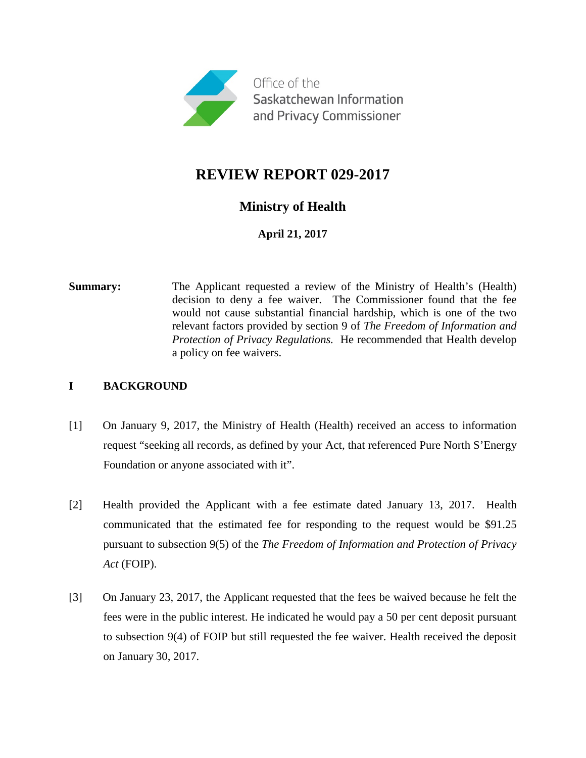Office of the Saskatchewan Information and Privacy Commissioner

# REVIEW REPORT 029-2017

## Ministry of Health

**April 21, 2017**

**Summary:** The Applicant requested a review of the Ministry of Health's (Health) decision to deny a fee waiver. The Commissioner found that the fee would not cause substantial financial hardship, which is one of the two relevant factors provided by section 9 of *The Freedom of Information and Protection of Privacy Regulations.* He recommended that Health develop a policy on fee waivers.

## I BACKGROUND

[1] On January 9, 2017, the Ministry of Health (Health) received an access to information request "seeking all records, as defined by your Act, that referenced Pure North S'Energy Foundation or anyone associated with it".

[2] Health provided the Applicant with a fee estimate dated January 13, 2017. Health communicated that the estimated fee for responding to the request would be $91.25 pursuant to subsection 9(5) of the *The Freedom of Information and Protection of Privacy Act* (FOIP).

[3] On January 23, 2017, the Applicant requested that the fees be waived because he felt the fees were in the public interest. He indicated he would pay a 50 per cent deposit pursuant to subsection 9(4) of FOIP but still requested the fee waiver. Health received the deposit on January 30, 2017.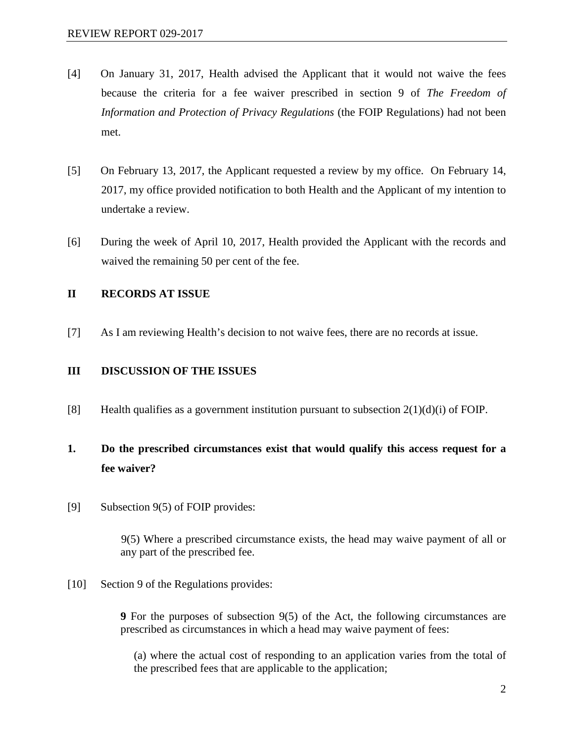[4] On January 31, 2017, Health advised the Applicant that it would not waive the fees because the criteria for a fee waiver prescribed in section 9 of *The Freedom of Information and Protection of Privacy Regulations* (the FOIP Regulations) had not been met.

[5] On February 13, 2017, the Applicant requested a review by my office. On February 14, 2017, my office provided notification to both Health and the Applicant of my intention to undertake a review.

[6] During the week of April 10, 2017, Health provided the Applicant with the records and waived the remaining 50 per cent of the fee.

## II RECORDS AT ISSUE

[7] As I am reviewing Health's decision to not waive fees, there are no records at issue.

## III DISCUSSION OF THE ISSUES

[8] Health qualifies as a government institution pursuant to subsection 2(1)(d)(i) of FOIP.

### 1. Do the prescribed circumstances exist that would qualify this access request for a fee waiver?

[9] Subsection 9(5) of FOIP provides:

> 9(5) Where a prescribed circumstance exists, the head may waive payment of all or any part of the prescribed fee.

[10] Section 9 of the Regulations provides:

> **9** For the purposes of subsection 9(5) of the Act, the following circumstances are prescribed as circumstances in which a head may waive payment of fees:
>
> (a) where the actual cost of responding to an application varies from the total of the prescribed fees that are applicable to the application;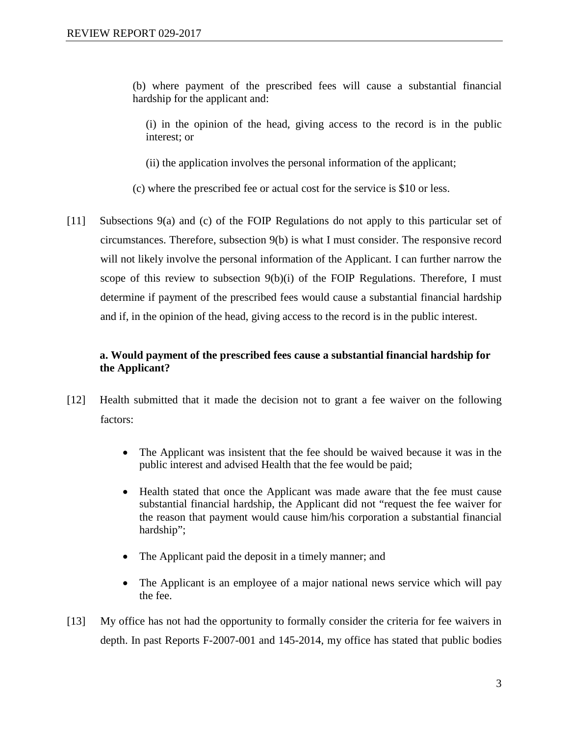(b) where payment of the prescribed fees will cause a substantial financial hardship for the applicant and:

(i) in the opinion of the head, giving access to the record is in the public interest; or

(ii) the application involves the personal information of the applicant;

(c) where the prescribed fee or actual cost for the service is $10 or less.

[11] Subsections 9(a) and (c) of the FOIP Regulations do not apply to this particular set of circumstances. Therefore, subsection 9(b) is what I must consider. The responsive record will not likely involve the personal information of the Applicant. I can further narrow the scope of this review to subsection 9(b)(i) of the FOIP Regulations. Therefore, I must determine if payment of the prescribed fees would cause a substantial financial hardship and if, in the opinion of the head, giving access to the record is in the public interest.

**a. Would payment of the prescribed fees cause a substantial financial hardship for the Applicant?**

[12] Health submitted that it made the decision not to grant a fee waiver on the following factors:

- The Applicant was insistent that the fee should be waived because it was in the public interest and advised Health that the fee would be paid;
- Health stated that once the Applicant was made aware that the fee must cause substantial financial hardship, the Applicant did not "request the fee waiver for the reason that payment would cause him/his corporation a substantial financial hardship";
- The Applicant paid the deposit in a timely manner; and
- The Applicant is an employee of a major national news service which will pay the fee.

[13] My office has not had the opportunity to formally consider the criteria for fee waivers in depth. In past Reports F-2007-001 and 145-2014, my office has stated that public bodies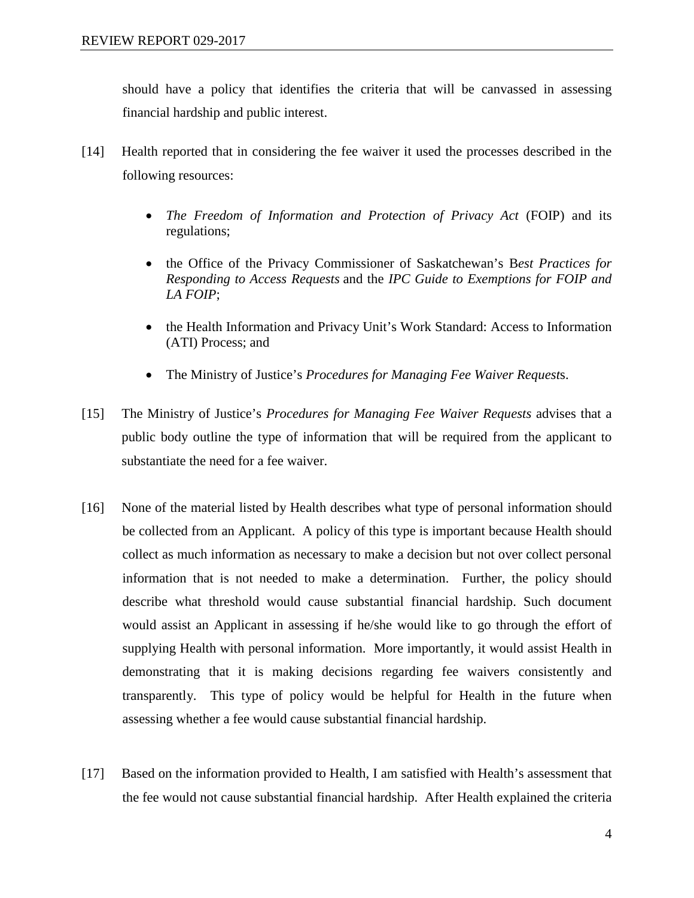should have a policy that identifies the criteria that will be canvassed in assessing financial hardship and public interest.

[14] Health reported that in considering the fee waiver it used the processes described in the following resources:

- *The Freedom of Information and Protection of Privacy Act* (FOIP) and its regulations;
- the Office of the Privacy Commissioner of Saskatchewan's B*est Practices for Responding to Access Requests* and the *IPC Guide to Exemptions for FOIP and LA FOIP*;
- the Health Information and Privacy Unit's Work Standard: Access to Information (ATI) Process; and
- The Ministry of Justice's *Procedures for Managing Fee Waiver Request*s.

[15] The Ministry of Justice's *Procedures for Managing Fee Waiver Requests* advises that a public body outline the type of information that will be required from the applicant to substantiate the need for a fee waiver.

[16] None of the material listed by Health describes what type of personal information should be collected from an Applicant. A policy of this type is important because Health should collect as much information as necessary to make a decision but not over collect personal information that is not needed to make a determination. Further, the policy should describe what threshold would cause substantial financial hardship. Such document would assist an Applicant in assessing if he/she would like to go through the effort of supplying Health with personal information. More importantly, it would assist Health in demonstrating that it is making decisions regarding fee waivers consistently and transparently. This type of policy would be helpful for Health in the future when assessing whether a fee would cause substantial financial hardship.

[17] Based on the information provided to Health, I am satisfied with Health's assessment that the fee would not cause substantial financial hardship. After Health explained the criteria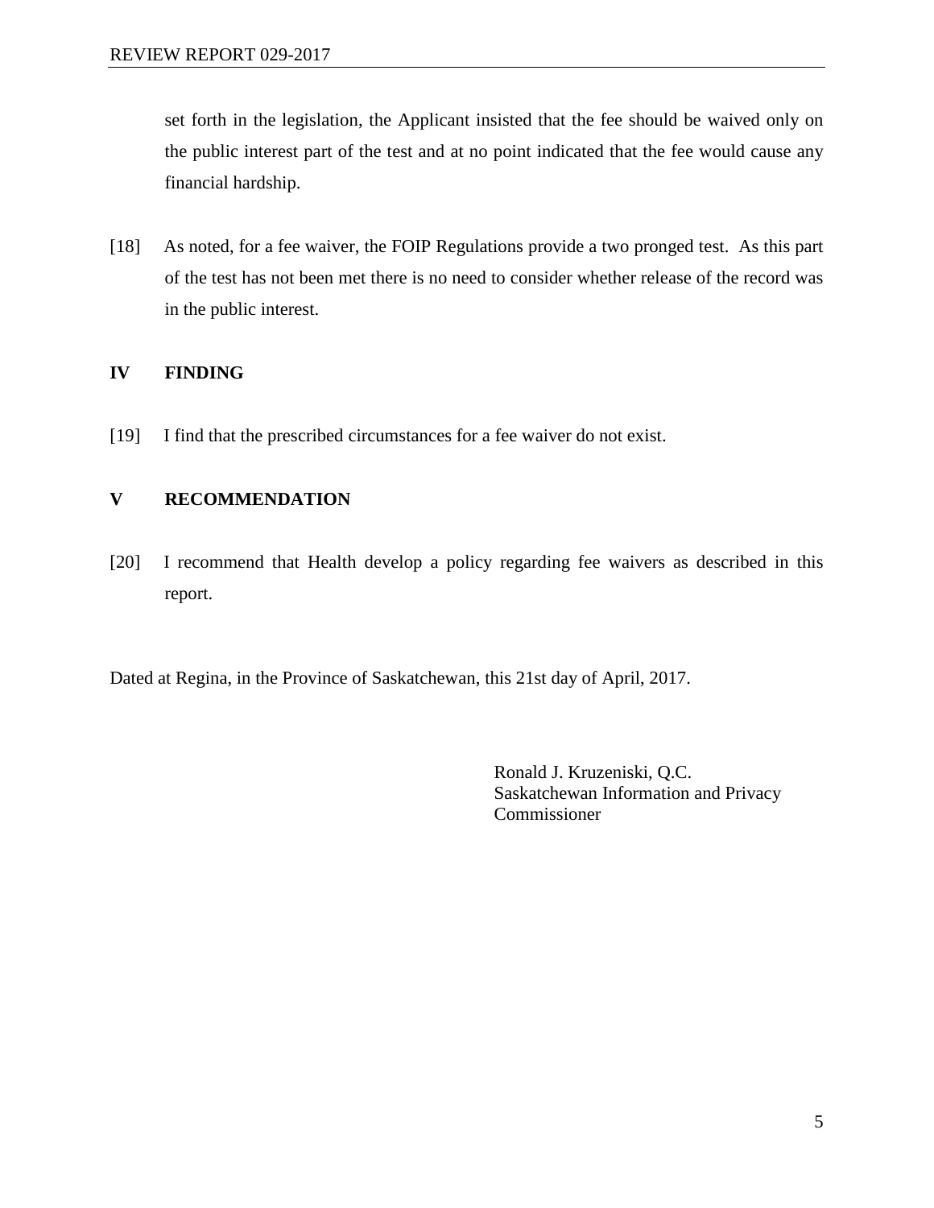set forth in the legislation, the Applicant insisted that the fee should be waived only on the public interest part of the test and at no point indicated that the fee would cause any financial hardship.

[18] As noted, for a fee waiver, the FOIP Regulations provide a two pronged test. As this part of the test has not been met there is no need to consider whether release of the record was in the public interest.

## IV FINDING

[19] I find that the prescribed circumstances for a fee waiver do not exist.

## V RECOMMENDATION

[20] I recommend that Health develop a policy regarding fee waivers as described in this report.

Dated at Regina, in the Province of Saskatchewan, this 21st day of April, 2017.

Ronald J. Kruzeniski, Q.C.
Saskatchewan Information and Privacy Commissioner